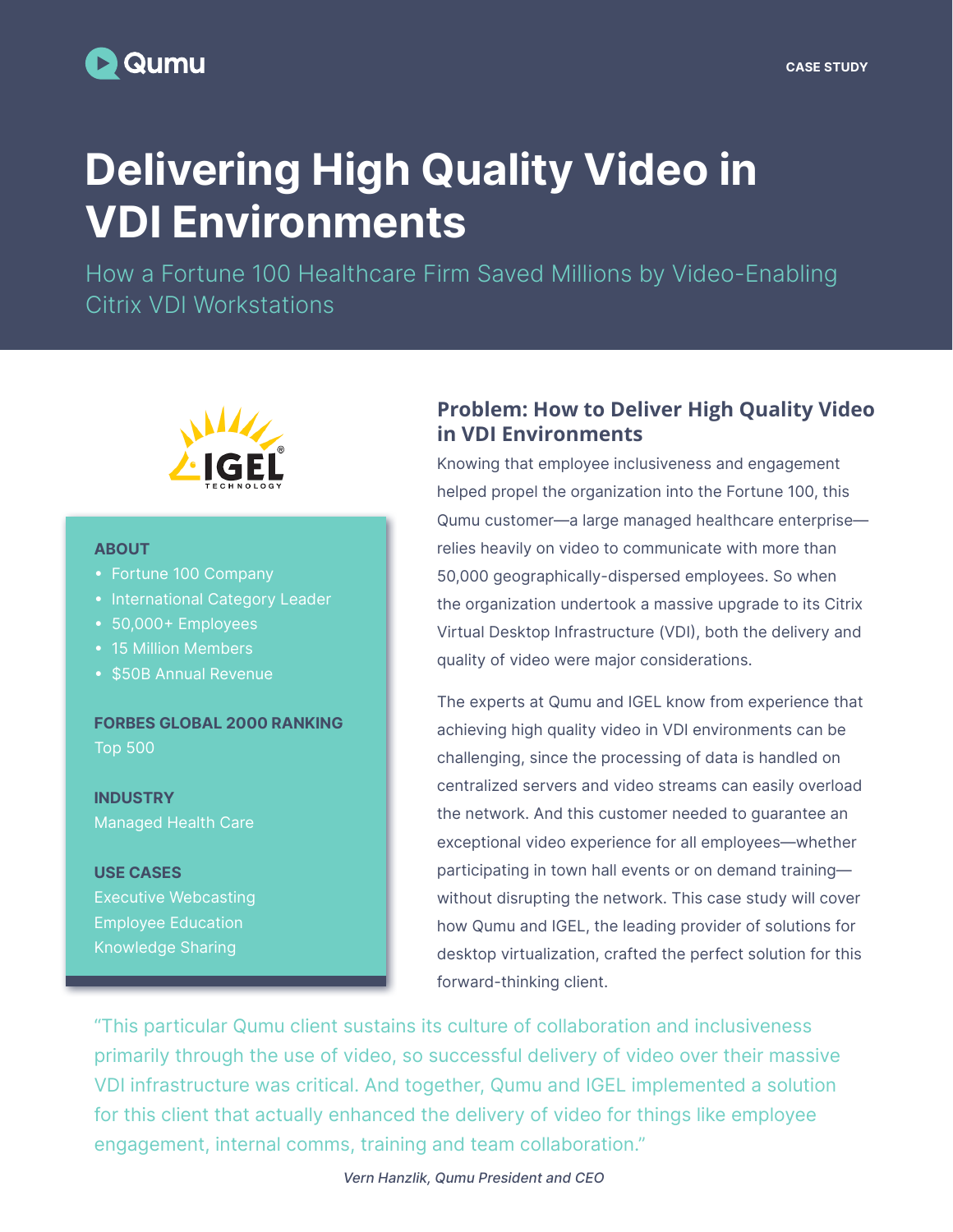Qumu

CASE STUDY

# Delivering High Quality Video in VDI Environments

## How a Fortune 100 Healthcare Firm Saved Millions by Video-Enabling Citrix VDI Workstations

**ABOUT**

- Fortune 100 Company
- International Category Leader
- 50,000+ Employees
- 15 Million Members
- $50B Annual Revenue

**FORBES GLOBAL 2000 RANKING**

Top 500

**INDUSTRY**

Managed Health Care

**USE CASES**

Executive Webcasting
Employee Education
Knowledge Sharing

### Problem: How to Deliver High Quality Video in VDI Environments

Knowing that employee inclusiveness and engagement helped propel the organization into the Fortune 100, this Qumu customer—a large managed healthcare enterprise—relies heavily on video to communicate with more than 50,000 geographically-dispersed employees. So when the organization undertook a massive upgrade to its Citrix Virtual Desktop Infrastructure (VDI), both the delivery and quality of video were major considerations.

The experts at Qumu and IGEL know from experience that achieving high quality video in VDI environments can be challenging, since the processing of data is handled on centralized servers and video streams can easily overload the network. And this customer needed to guarantee an exceptional video experience for all employees—whether participating in town hall events or on demand training—without disrupting the network. This case study will cover how Qumu and IGEL, the leading provider of solutions for desktop virtualization, crafted the perfect solution for this forward-thinking client.

> "This particular Qumu client sustains its culture of collaboration and inclusiveness primarily through the use of video, so successful delivery of video over their massive VDI infrastructure was critical. And together, Qumu and IGEL implemented a solution for this client that actually enhanced the delivery of video for things like employee engagement, internal comms, training and team collaboration."
>
> *Vern Hanzlik, Qumu President and CEO*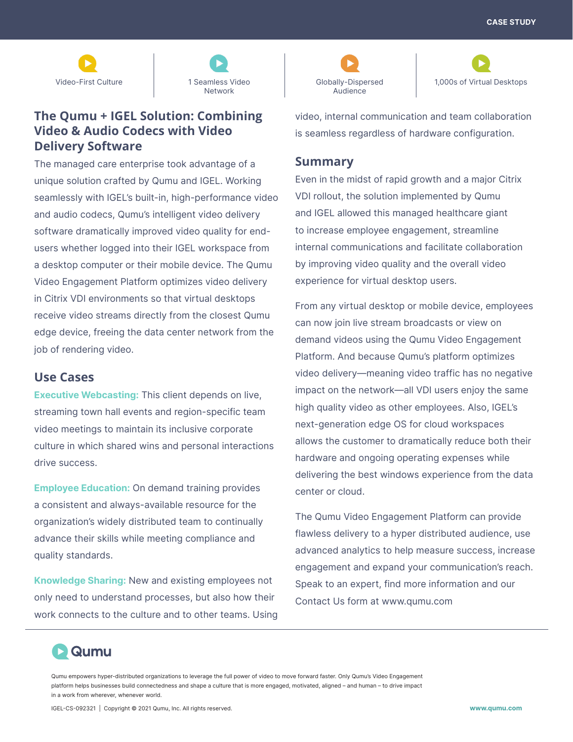CASE STUDY

Video-First Culture | 1 Seamless Video Network | Globally-Dispersed Audience | 1,000s of Virtual Desktops

## The Qumu + IGEL Solution: Combining Video & Audio Codecs with Video Delivery Software

The managed care enterprise took advantage of a unique solution crafted by Qumu and IGEL. Working seamlessly with IGEL's built-in, high-performance video and audio codecs, Qumu's intelligent video delivery software dramatically improved video quality for end-users whether logged into their IGEL workspace from a desktop computer or their mobile device. The Qumu Video Engagement Platform optimizes video delivery in Citrix VDI environments so that virtual desktops receive video streams directly from the closest Qumu edge device, freeing the data center network from the job of rendering video.

## Use Cases

**Executive Webcasting:** This client depends on live, streaming town hall events and region-specific team video meetings to maintain its inclusive corporate culture in which shared wins and personal interactions drive success.

**Employee Education:** On demand training provides a consistent and always-available resource for the organization's widely distributed team to continually advance their skills while meeting compliance and quality standards.

**Knowledge Sharing:** New and existing employees not only need to understand processes, but also how their work connects to the culture and to other teams. Using video, internal communication and team collaboration is seamless regardless of hardware configuration.

## Summary

Even in the midst of rapid growth and a major Citrix VDI rollout, the solution implemented by Qumu and IGEL allowed this managed healthcare giant to increase employee engagement, streamline internal communications and facilitate collaboration by improving video quality and the overall video experience for virtual desktop users.

From any virtual desktop or mobile device, employees can now join live stream broadcasts or view on demand videos using the Qumu Video Engagement Platform. And because Qumu's platform optimizes video delivery—meaning video traffic has no negative impact on the network—all VDI users enjoy the same high quality video as other employees. Also, IGEL's next-generation edge OS for cloud workspaces allows the customer to dramatically reduce both their hardware and ongoing operating expenses while delivering the best windows experience from the data center or cloud.

The Qumu Video Engagement Platform can provide flawless delivery to a hyper distributed audience, use advanced analytics to help measure success, increase engagement and expand your communication's reach. Speak to an expert, find more information and our Contact Us form at www.qumu.com

Qumu

Qumu empowers hyper-distributed organizations to leverage the full power of video to move forward faster. Only Qumu's Video Engagement platform helps businesses build connectedness and shape a culture that is more engaged, motivated, aligned – and human – to drive impact in a work from wherever, whenever world.

IGEL-CS-092321 | Copyright © 2021 Qumu, Inc. All rights reserved.

www.qumu.com